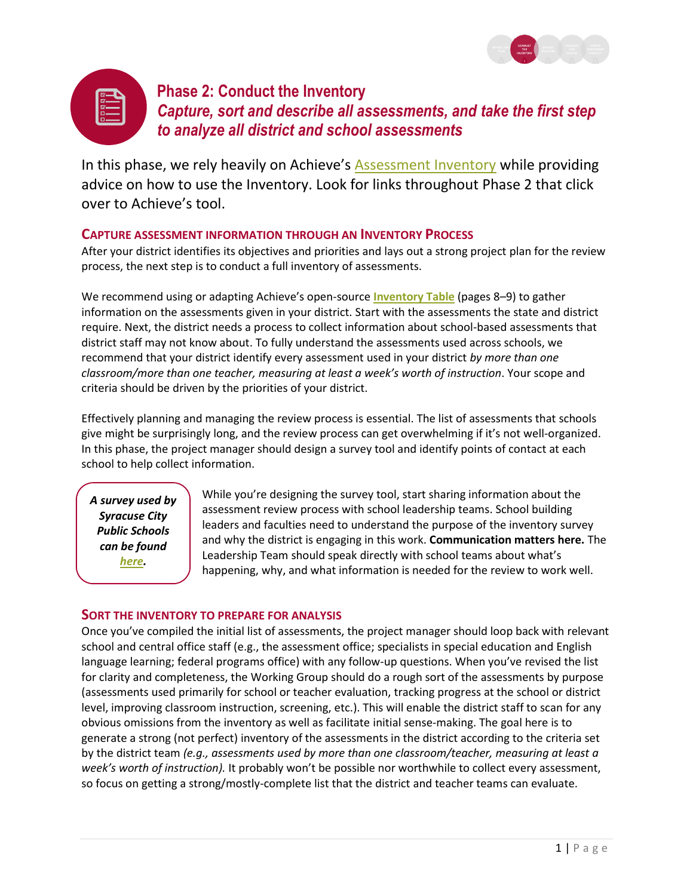# Phase 2: Conduct the Inventory

## *Capture, sort and describe all assessments, and take the first step to analyze all district and school assessments*

In this phase, we rely heavily on Achieve's Assessment Inventory while providing advice on how to use the Inventory. Look for links throughout Phase 2 that click over to Achieve's tool.

### CAPTURE ASSESSMENT INFORMATION THROUGH AN INVENTORY PROCESS

After your district identifies its objectives and priorities and lays out a strong project plan for the review process, the next step is to conduct a full inventory of assessments.

We recommend using or adapting Achieve's open-source **Inventory Table** (pages 8–9) to gather information on the assessments given in your district. Start with the assessments the state and district require. Next, the district needs a process to collect information about school-based assessments that district staff may not know about. To fully understand the assessments used across schools, we recommend that your district identify every assessment used in your district *by more than one classroom/more than one teacher, measuring at least a week's worth of instruction*. Your scope and criteria should be driven by the priorities of your district.

Effectively planning and managing the review process is essential. The list of assessments that schools give might be surprisingly long, and the review process can get overwhelming if it's not well-organized. In this phase, the project manager should design a survey tool and identify points of contact at each school to help collect information.

> ***A survey used by Syracuse City Public Schools can be found here.***

While you're designing the survey tool, start sharing information about the assessment review process with school leadership teams. School building leaders and faculties need to understand the purpose of the inventory survey and why the district is engaging in this work. **Communication matters here.** The Leadership Team should speak directly with school teams about what's happening, why, and what information is needed for the review to work well.

### SORT THE INVENTORY TO PREPARE FOR ANALYSIS

Once you've compiled the initial list of assessments, the project manager should loop back with relevant school and central office staff (e.g., the assessment office; specialists in special education and English language learning; federal programs office) with any follow-up questions. When you've revised the list for clarity and completeness, the Working Group should do a rough sort of the assessments by purpose (assessments used primarily for school or teacher evaluation, tracking progress at the school or district level, improving classroom instruction, screening, etc.). This will enable the district staff to scan for any obvious omissions from the inventory as well as facilitate initial sense-making. The goal here is to generate a strong (not perfect) inventory of the assessments in the district according to the criteria set by the district team *(e.g., assessments used by more than one classroom/teacher, measuring at least a week's worth of instruction).* It probably won't be possible nor worthwhile to collect every assessment, so focus on getting a strong/mostly-complete list that the district and teacher teams can evaluate.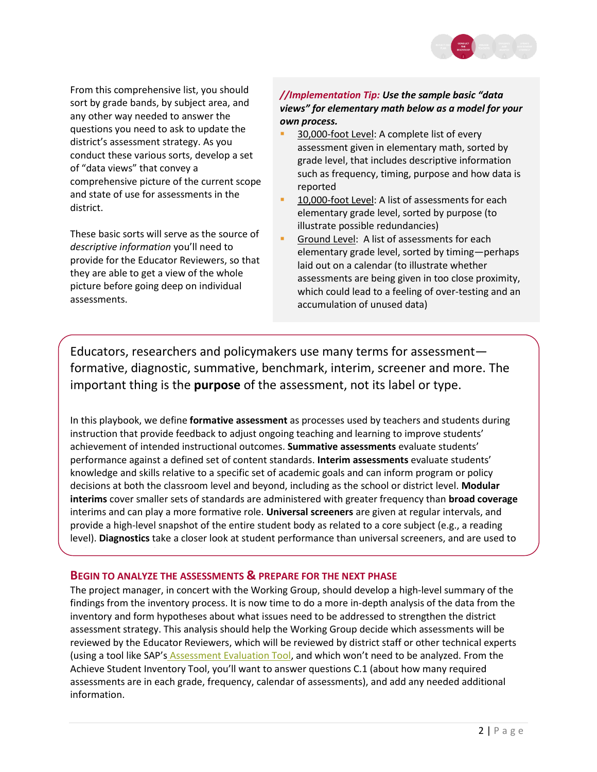From this comprehensive list, you should sort by grade bands, by subject area, and any other way needed to answer the questions you need to ask to update the district's assessment strategy. As you conduct these various sorts, develop a set of "data views" that convey a comprehensive picture of the current scope and state of use for assessments in the district.

These basic sorts will serve as the source of *descriptive information* you'll need to provide for the Educator Reviewers, so that they are able to get a view of the whole picture before going deep on individual assessments.

***//Implementation Tip:* Use the sample basic "data views" for elementary math below as a model for your own process.**

- 30,000-foot Level: A complete list of every assessment given in elementary math, sorted by grade level, that includes descriptive information such as frequency, timing, purpose and how data is reported
- 10,000-foot Level: A list of assessments for each elementary grade level, sorted by purpose (to illustrate possible redundancies)
- Ground Level: A list of assessments for each elementary grade level, sorted by timing—perhaps laid out on a calendar (to illustrate whether assessments are being given in too close proximity, which could lead to a feeling of over-testing and an accumulation of unused data)

Educators, researchers and policymakers use many terms for assessment—formative, diagnostic, summative, benchmark, interim, screener and more. The important thing is the **purpose** of the assessment, not its label or type.

In this playbook, we define **formative assessment** as processes used by teachers and students during instruction that provide feedback to adjust ongoing teaching and learning to improve students' achievement of intended instructional outcomes. **Summative assessments** evaluate students' performance against a defined set of content standards. **Interim assessments** evaluate students' knowledge and skills relative to a specific set of academic goals and can inform program or policy decisions at both the classroom level and beyond, including as the school or district level. **Modular interims** cover smaller sets of standards are administered with greater frequency than **broad coverage** interims and can play a more formative role. **Universal screeners** are given at regular intervals, and provide a high-level snapshot of the entire student body as related to a core subject (e.g., a reading level). **Diagnostics** take a closer look at student performance than universal screeners, and are used to

## Begin to Analyze the Assessments & Prepare for the Next Phase

The project manager, in concert with the Working Group, should develop a high-level summary of the findings from the inventory process. It is now time to do a more in-depth analysis of the data from the inventory and form hypotheses about what issues need to be addressed to strengthen the district assessment strategy. This analysis should help the Working Group decide which assessments will be reviewed by the Educator Reviewers, which will be reviewed by district staff or other technical experts (using a tool like SAP's Assessment Evaluation Tool, and which won't need to be analyzed. From the Achieve Student Inventory Tool, you'll want to answer questions C.1 (about how many required assessments are in each grade, frequency, calendar of assessments), and add any needed additional information.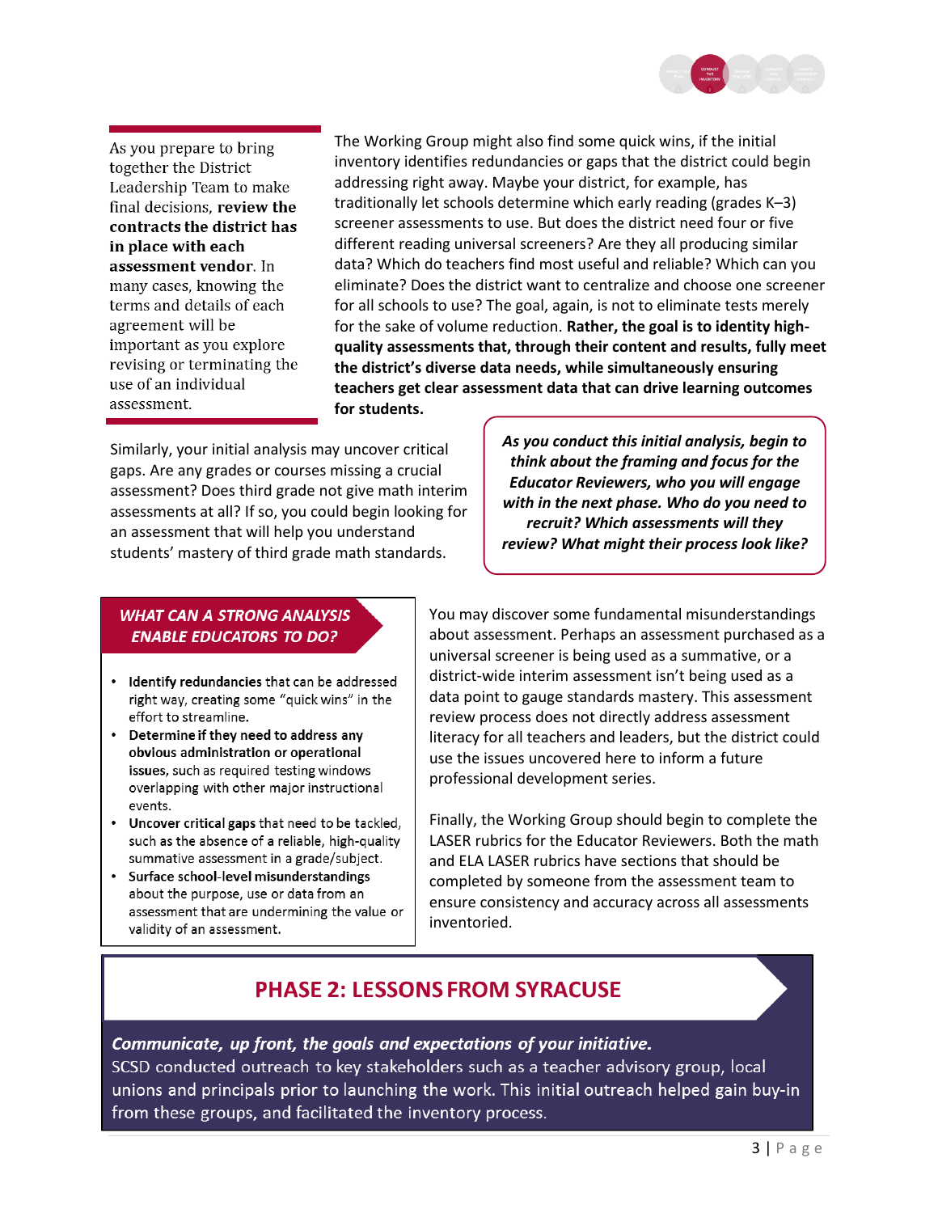As you prepare to bring together the District Leadership Team to make final decisions, **review the contracts the district has in place with each assessment vendor**. In many cases, knowing the terms and details of each agreement will be important as you explore revising or terminating the use of an individual assessment.

The Working Group might also find some quick wins, if the initial inventory identifies redundancies or gaps that the district could begin addressing right away. Maybe your district, for example, has traditionally let schools determine which early reading (grades K–3) screener assessments to use. But does the district need four or five different reading universal screeners? Are they all producing similar data? Which do teachers find most useful and reliable? Which can you eliminate? Does the district want to centralize and choose one screener for all schools to use? The goal, again, is not to eliminate tests merely for the sake of volume reduction. **Rather, the goal is to identity high-quality assessments that, through their content and results, fully meet the district's diverse data needs, while simultaneously ensuring teachers get clear assessment data that can drive learning outcomes for students.**

Similarly, your initial analysis may uncover critical gaps. Are any grades or courses missing a crucial assessment? Does third grade not give math interim assessments at all? If so, you could begin looking for an assessment that will help you understand students' mastery of third grade math standards.

***As you conduct this initial analysis, begin to think about the framing and focus for the Educator Reviewers, who you will engage with in the next phase. Who do you need to recruit? Which assessments will they review? What might their process look like?***

### *WHAT CAN A STRONG ANALYSIS ENABLE EDUCATORS TO DO?*

- **Identify redundancies** that can be addressed right way, creating some "quick wins" in the effort to streamline.
- **Determine if they need to address any obvious administration or operational issues**, such as required testing windows overlapping with other major instructional events.
- **Uncover critical gaps** that need to be tackled, such as the absence of a reliable, high-quality summative assessment in a grade/subject.
- **Surface school-level misunderstandings** about the purpose, use or data from an assessment that are undermining the value or validity of an assessment.

You may discover some fundamental misunderstandings about assessment. Perhaps an assessment purchased as a universal screener is being used as a summative, or a district-wide interim assessment isn't being used as a data point to gauge standards mastery. This assessment review process does not directly address assessment literacy for all teachers and leaders, but the district could use the issues uncovered here to inform a future professional development series.

Finally, the Working Group should begin to complete the LASER rubrics for the Educator Reviewers. Both the math and ELA LASER rubrics have sections that should be completed by someone from the assessment team to ensure consistency and accuracy across all assessments inventoried.

## PHASE 2: LESSONS FROM SYRACUSE

***Communicate, up front, the goals and expectations of your initiative.***
SCSD conducted outreach to key stakeholders such as a teacher advisory group, local unions and principals prior to launching the work. This initial outreach helped gain buy-in from these groups, and facilitated the inventory process.